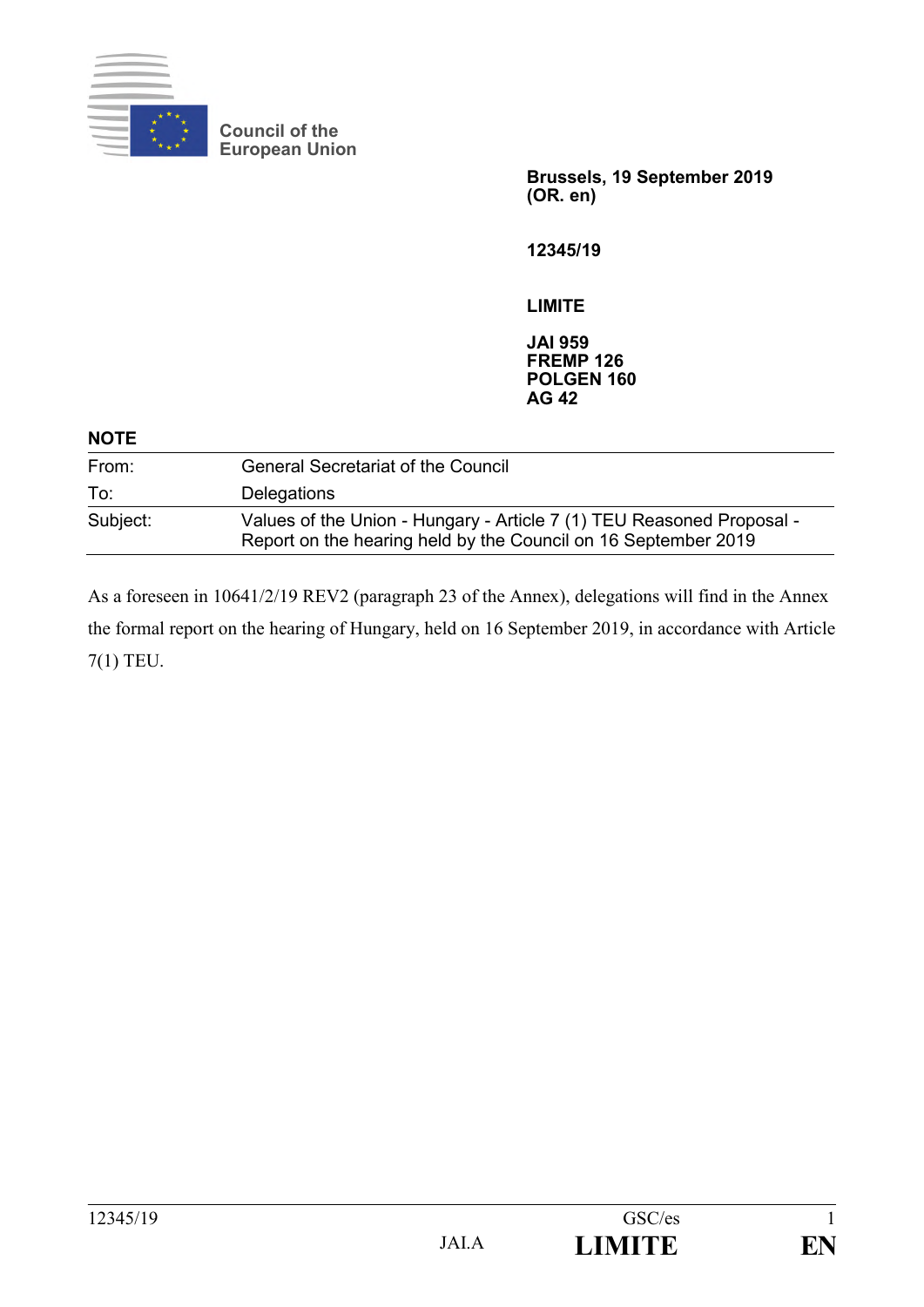Council of the European Union

**Brussels, 19 September 2019**
**(OR. en)**

**12345/19**

**LIMITE**

**JAI 959**
**FREMP 126**
**POLGEN 160**
**AG 42**

**NOTE**

| | |
|---|---|
| From: | General Secretariat of the Council |
| To: | Delegations |
| Subject: | Values of the Union - Hungary - Article 7 (1) TEU Reasoned Proposal - Report on the hearing held by the Council on 16 September 2019 |

As a foreseen in 10641/2/19 REV2 (paragraph 23 of the Annex), delegations will find in the Annex the formal report on the hearing of Hungary, held on 16 September 2019, in accordance with Article 7(1) TEU.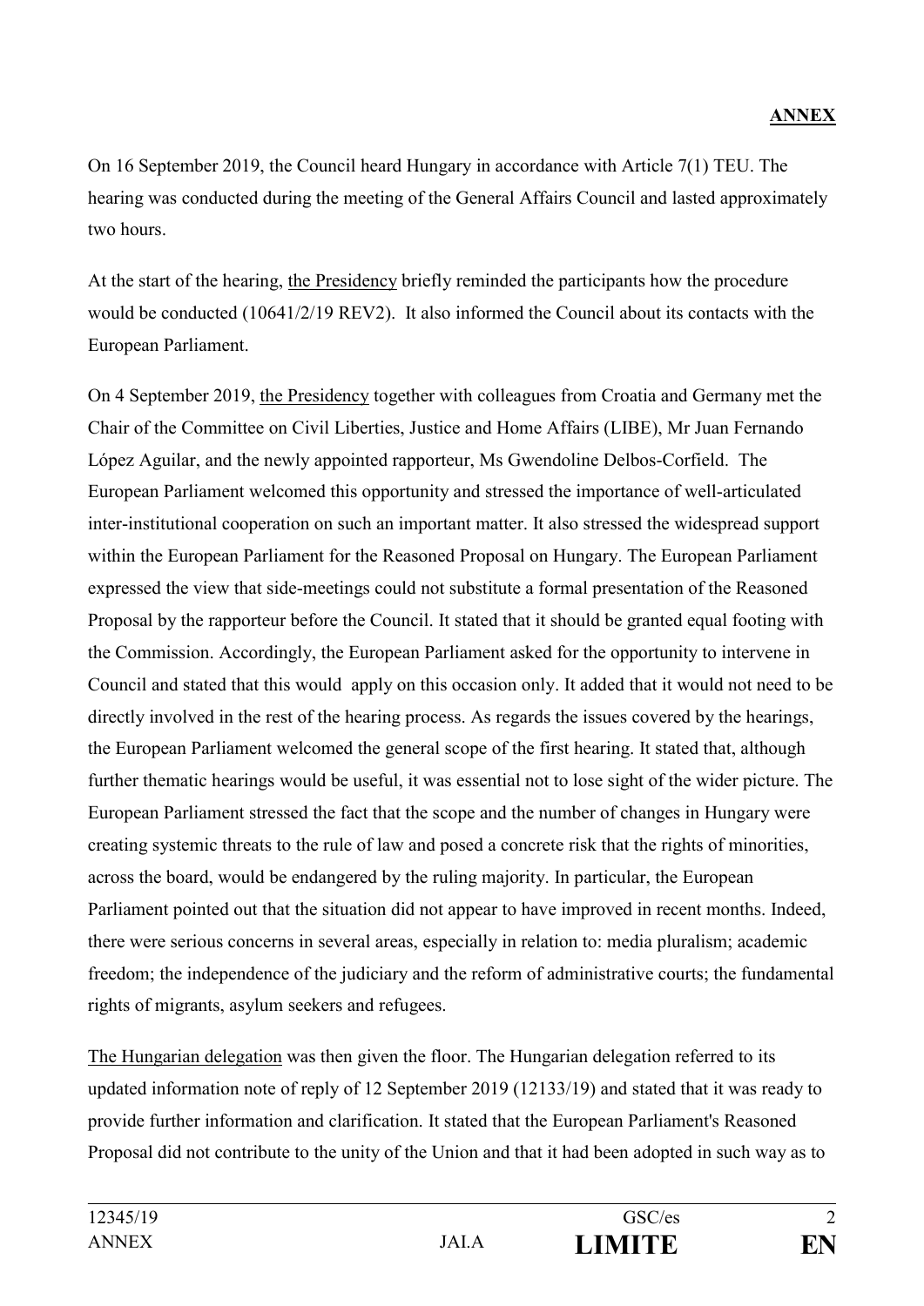**ANNEX**

On 16 September 2019, the Council heard Hungary in accordance with Article 7(1) TEU. The hearing was conducted during the meeting of the General Affairs Council and lasted approximately two hours.

At the start of the hearing, the Presidency briefly reminded the participants how the procedure would be conducted (10641/2/19 REV2). It also informed the Council about its contacts with the European Parliament.

On 4 September 2019, the Presidency together with colleagues from Croatia and Germany met the Chair of the Committee on Civil Liberties, Justice and Home Affairs (LIBE), Mr Juan Fernando López Aguilar, and the newly appointed rapporteur, Ms Gwendoline Delbos-Corfield. The European Parliament welcomed this opportunity and stressed the importance of well-articulated inter-institutional cooperation on such an important matter. It also stressed the widespread support within the European Parliament for the Reasoned Proposal on Hungary. The European Parliament expressed the view that side-meetings could not substitute a formal presentation of the Reasoned Proposal by the rapporteur before the Council. It stated that it should be granted equal footing with the Commission. Accordingly, the European Parliament asked for the opportunity to intervene in Council and stated that this would apply on this occasion only. It added that it would not need to be directly involved in the rest of the hearing process. As regards the issues covered by the hearings, the European Parliament welcomed the general scope of the first hearing. It stated that, although further thematic hearings would be useful, it was essential not to lose sight of the wider picture. The European Parliament stressed the fact that the scope and the number of changes in Hungary were creating systemic threats to the rule of law and posed a concrete risk that the rights of minorities, across the board, would be endangered by the ruling majority. In particular, the European Parliament pointed out that the situation did not appear to have improved in recent months. Indeed, there were serious concerns in several areas, especially in relation to: media pluralism; academic freedom; the independence of the judiciary and the reform of administrative courts; the fundamental rights of migrants, asylum seekers and refugees.

The Hungarian delegation was then given the floor. The Hungarian delegation referred to its updated information note of reply of 12 September 2019 (12133/19) and stated that it was ready to provide further information and clarification. It stated that the European Parliament's Reasoned Proposal did not contribute to the unity of the Union and that it had been adopted in such way as to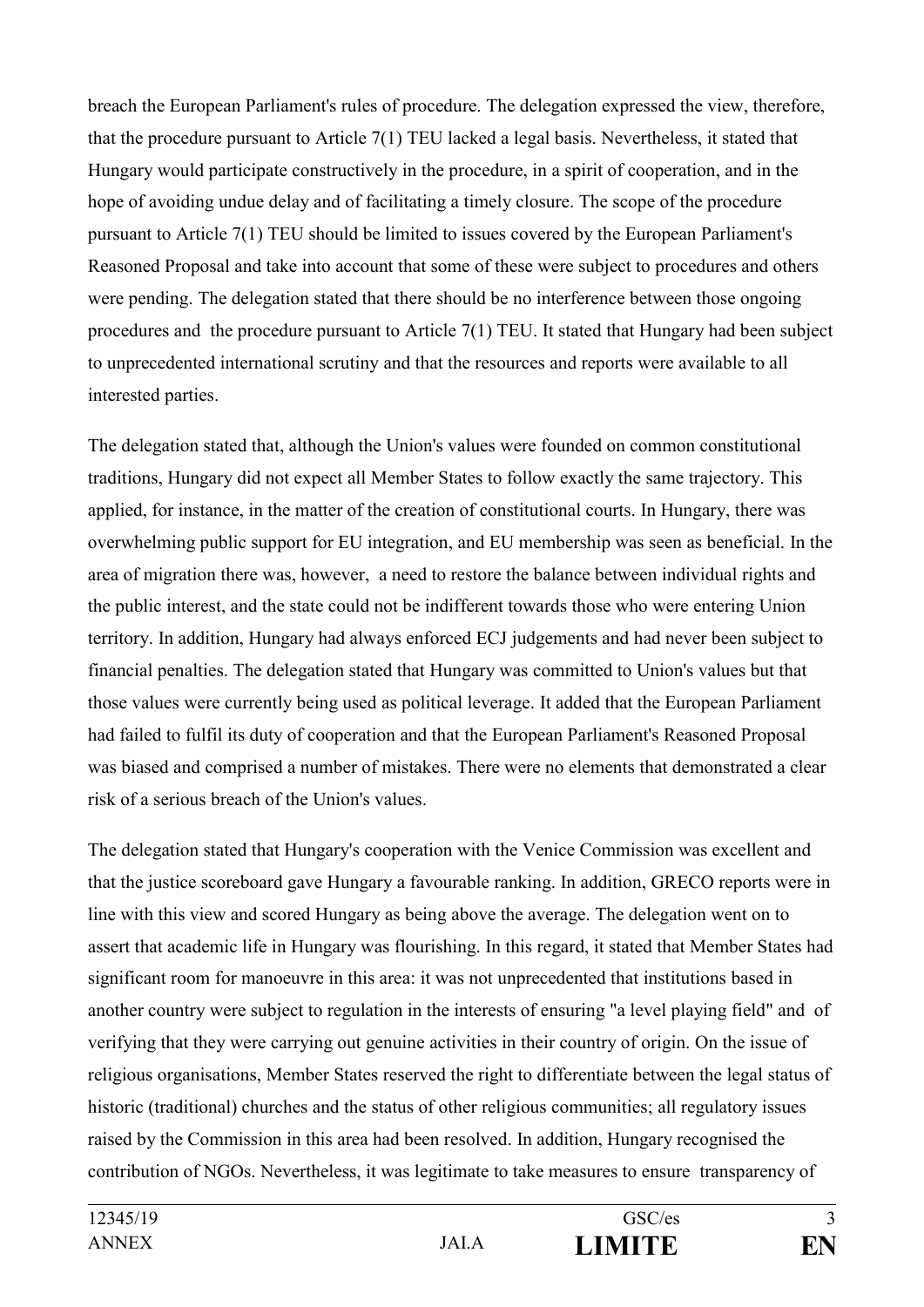breach the European Parliament's rules of procedure. The delegation expressed the view, therefore, that the procedure pursuant to Article 7(1) TEU lacked a legal basis. Nevertheless, it stated that Hungary would participate constructively in the procedure, in a spirit of cooperation, and in the hope of avoiding undue delay and of facilitating a timely closure. The scope of the procedure pursuant to Article 7(1) TEU should be limited to issues covered by the European Parliament's Reasoned Proposal and take into account that some of these were subject to procedures and others were pending. The delegation stated that there should be no interference between those ongoing procedures and the procedure pursuant to Article 7(1) TEU. It stated that Hungary had been subject to unprecedented international scrutiny and that the resources and reports were available to all interested parties.

The delegation stated that, although the Union's values were founded on common constitutional traditions, Hungary did not expect all Member States to follow exactly the same trajectory. This applied, for instance, in the matter of the creation of constitutional courts. In Hungary, there was overwhelming public support for EU integration, and EU membership was seen as beneficial. In the area of migration there was, however, a need to restore the balance between individual rights and the public interest, and the state could not be indifferent towards those who were entering Union territory. In addition, Hungary had always enforced ECJ judgements and had never been subject to financial penalties. The delegation stated that Hungary was committed to Union's values but that those values were currently being used as political leverage. It added that the European Parliament had failed to fulfil its duty of cooperation and that the European Parliament's Reasoned Proposal was biased and comprised a number of mistakes. There were no elements that demonstrated a clear risk of a serious breach of the Union's values.

The delegation stated that Hungary's cooperation with the Venice Commission was excellent and that the justice scoreboard gave Hungary a favourable ranking. In addition, GRECO reports were in line with this view and scored Hungary as being above the average. The delegation went on to assert that academic life in Hungary was flourishing. In this regard, it stated that Member States had significant room for manoeuvre in this area: it was not unprecedented that institutions based in another country were subject to regulation in the interests of ensuring "a level playing field" and of verifying that they were carrying out genuine activities in their country of origin. On the issue of religious organisations, Member States reserved the right to differentiate between the legal status of historic (traditional) churches and the status of other religious communities; all regulatory issues raised by the Commission in this area had been resolved. In addition, Hungary recognised the contribution of NGOs. Nevertheless, it was legitimate to take measures to ensure transparency of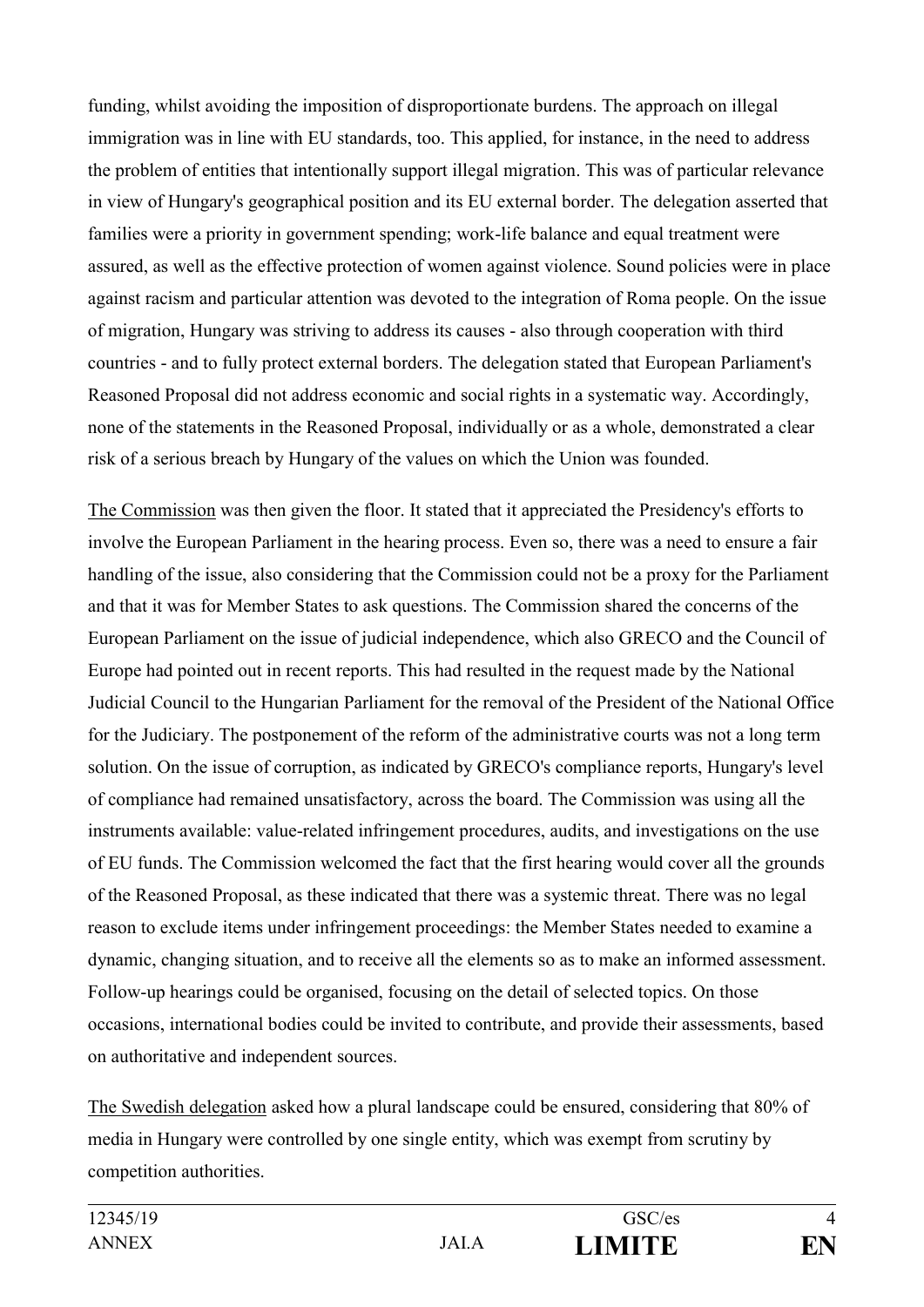funding, whilst avoiding the imposition of disproportionate burdens. The approach on illegal immigration was in line with EU standards, too. This applied, for instance, in the need to address the problem of entities that intentionally support illegal migration. This was of particular relevance in view of Hungary's geographical position and its EU external border. The delegation asserted that families were a priority in government spending; work-life balance and equal treatment were assured, as well as the effective protection of women against violence. Sound policies were in place against racism and particular attention was devoted to the integration of Roma people. On the issue of migration, Hungary was striving to address its causes - also through cooperation with third countries - and to fully protect external borders. The delegation stated that European Parliament's Reasoned Proposal did not address economic and social rights in a systematic way. Accordingly, none of the statements in the Reasoned Proposal, individually or as a whole, demonstrated a clear risk of a serious breach by Hungary of the values on which the Union was founded.

The Commission was then given the floor. It stated that it appreciated the Presidency's efforts to involve the European Parliament in the hearing process. Even so, there was a need to ensure a fair handling of the issue, also considering that the Commission could not be a proxy for the Parliament and that it was for Member States to ask questions. The Commission shared the concerns of the European Parliament on the issue of judicial independence, which also GRECO and the Council of Europe had pointed out in recent reports. This had resulted in the request made by the National Judicial Council to the Hungarian Parliament for the removal of the President of the National Office for the Judiciary. The postponement of the reform of the administrative courts was not a long term solution. On the issue of corruption, as indicated by GRECO's compliance reports, Hungary's level of compliance had remained unsatisfactory, across the board. The Commission was using all the instruments available: value-related infringement procedures, audits, and investigations on the use of EU funds. The Commission welcomed the fact that the first hearing would cover all the grounds of the Reasoned Proposal, as these indicated that there was a systemic threat. There was no legal reason to exclude items under infringement proceedings: the Member States needed to examine a dynamic, changing situation, and to receive all the elements so as to make an informed assessment. Follow-up hearings could be organised, focusing on the detail of selected topics. On those occasions, international bodies could be invited to contribute, and provide their assessments, based on authoritative and independent sources.

The Swedish delegation asked how a plural landscape could be ensured, considering that 80% of media in Hungary were controlled by one single entity, which was exempt from scrutiny by competition authorities.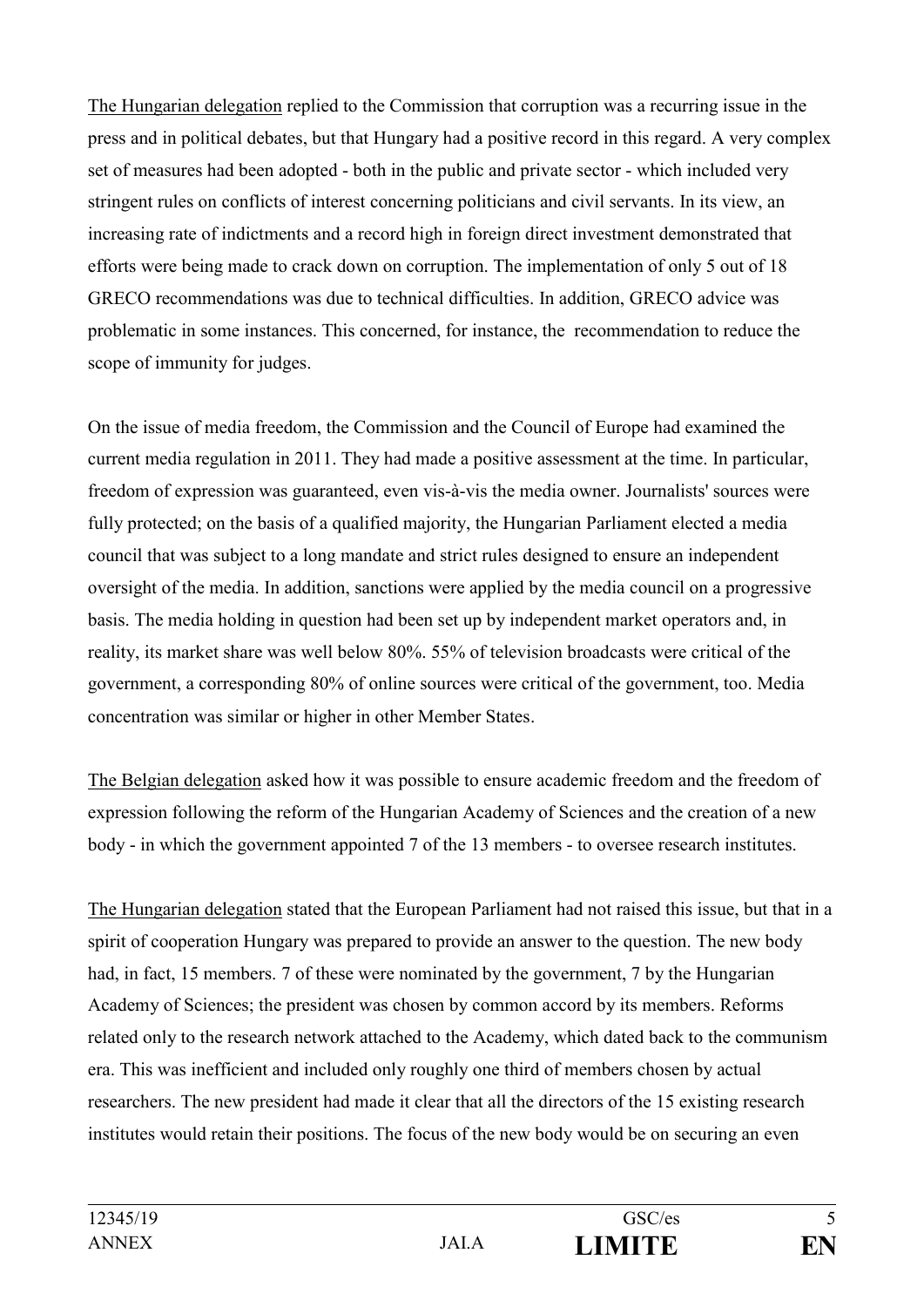The Hungarian delegation replied to the Commission that corruption was a recurring issue in the press and in political debates, but that Hungary had a positive record in this regard. A very complex set of measures had been adopted - both in the public and private sector - which included very stringent rules on conflicts of interest concerning politicians and civil servants. In its view, an increasing rate of indictments and a record high in foreign direct investment demonstrated that efforts were being made to crack down on corruption. The implementation of only 5 out of 18 GRECO recommendations was due to technical difficulties. In addition, GRECO advice was problematic in some instances. This concerned, for instance, the recommendation to reduce the scope of immunity for judges.

On the issue of media freedom, the Commission and the Council of Europe had examined the current media regulation in 2011. They had made a positive assessment at the time. In particular, freedom of expression was guaranteed, even vis-à-vis the media owner. Journalists' sources were fully protected; on the basis of a qualified majority, the Hungarian Parliament elected a media council that was subject to a long mandate and strict rules designed to ensure an independent oversight of the media. In addition, sanctions were applied by the media council on a progressive basis. The media holding in question had been set up by independent market operators and, in reality, its market share was well below 80%. 55% of television broadcasts were critical of the government, a corresponding 80% of online sources were critical of the government, too. Media concentration was similar or higher in other Member States.

The Belgian delegation asked how it was possible to ensure academic freedom and the freedom of expression following the reform of the Hungarian Academy of Sciences and the creation of a new body - in which the government appointed 7 of the 13 members - to oversee research institutes.

The Hungarian delegation stated that the European Parliament had not raised this issue, but that in a spirit of cooperation Hungary was prepared to provide an answer to the question. The new body had, in fact, 15 members. 7 of these were nominated by the government, 7 by the Hungarian Academy of Sciences; the president was chosen by common accord by its members. Reforms related only to the research network attached to the Academy, which dated back to the communism era. This was inefficient and included only roughly one third of members chosen by actual researchers. The new president had made it clear that all the directors of the 15 existing research institutes would retain their positions. The focus of the new body would be on securing an even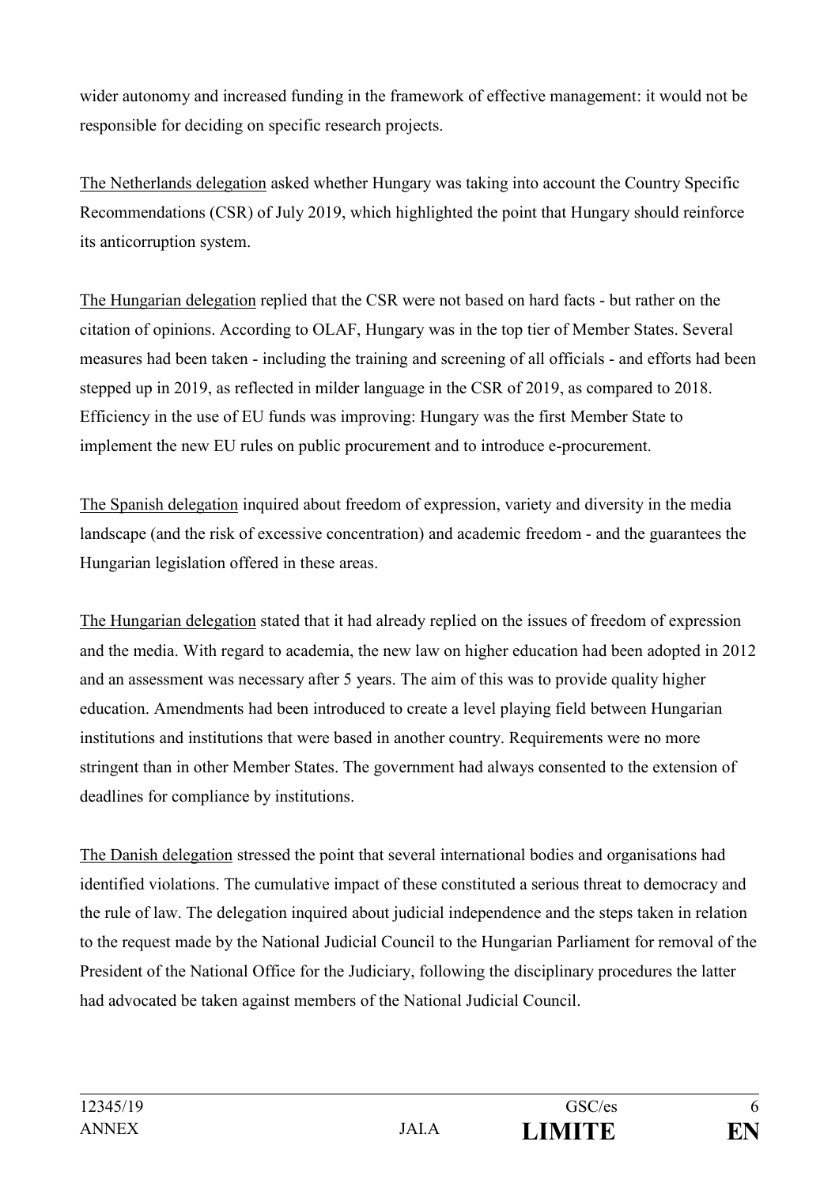wider autonomy and increased funding in the framework of effective management: it would not be responsible for deciding on specific research projects.

The Netherlands delegation asked whether Hungary was taking into account the Country Specific Recommendations (CSR) of July 2019, which highlighted the point that Hungary should reinforce its anticorruption system.

The Hungarian delegation replied that the CSR were not based on hard facts - but rather on the citation of opinions. According to OLAF, Hungary was in the top tier of Member States. Several measures had been taken - including the training and screening of all officials - and efforts had been stepped up in 2019, as reflected in milder language in the CSR of 2019, as compared to 2018. Efficiency in the use of EU funds was improving: Hungary was the first Member State to implement the new EU rules on public procurement and to introduce e-procurement.

The Spanish delegation inquired about freedom of expression, variety and diversity in the media landscape (and the risk of excessive concentration) and academic freedom - and the guarantees the Hungarian legislation offered in these areas.

The Hungarian delegation stated that it had already replied on the issues of freedom of expression and the media. With regard to academia, the new law on higher education had been adopted in 2012 and an assessment was necessary after 5 years. The aim of this was to provide quality higher education. Amendments had been introduced to create a level playing field between Hungarian institutions and institutions that were based in another country. Requirements were no more stringent than in other Member States. The government had always consented to the extension of deadlines for compliance by institutions.

The Danish delegation stressed the point that several international bodies and organisations had identified violations. The cumulative impact of these constituted a serious threat to democracy and the rule of law. The delegation inquired about judicial independence and the steps taken in relation to the request made by the National Judicial Council to the Hungarian Parliament for removal of the President of the National Office for the Judiciary, following the disciplinary procedures the latter had advocated be taken against members of the National Judicial Council.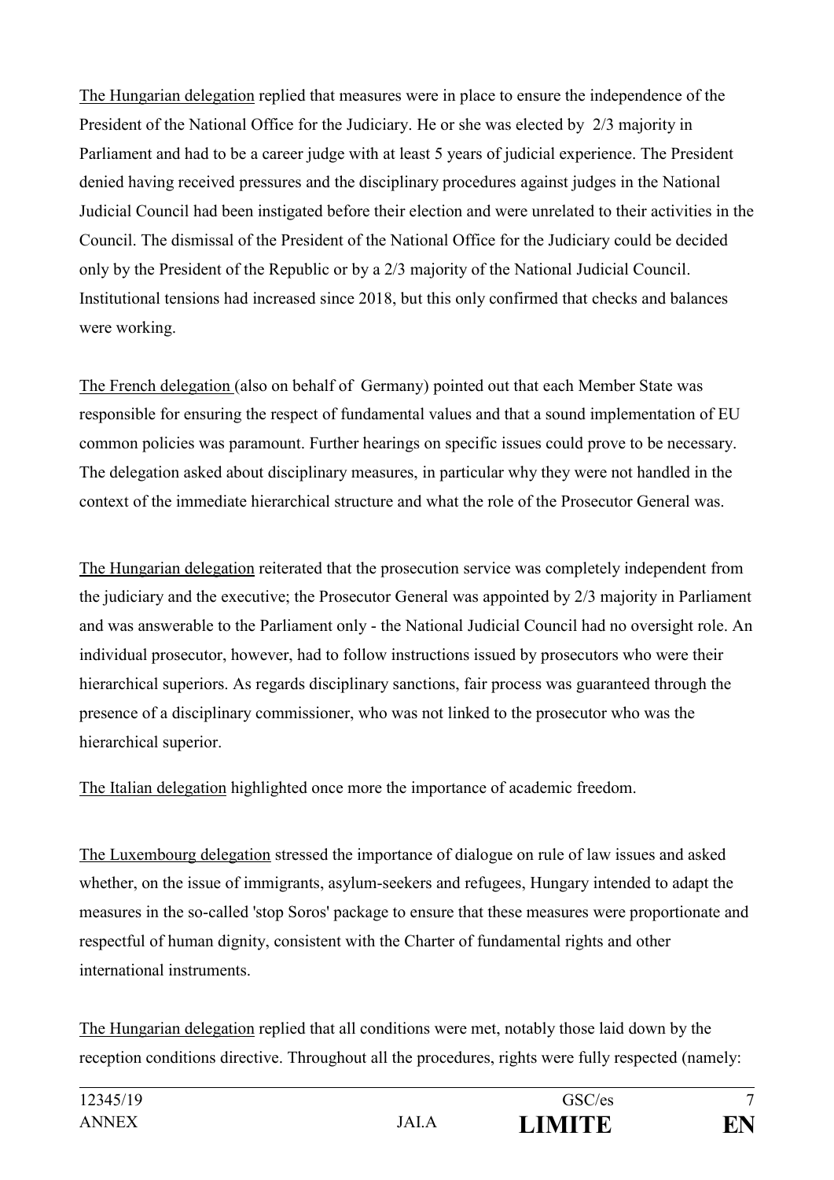The Hungarian delegation replied that measures were in place to ensure the independence of the President of the National Office for the Judiciary. He or she was elected by 2/3 majority in Parliament and had to be a career judge with at least 5 years of judicial experience. The President denied having received pressures and the disciplinary procedures against judges in the National Judicial Council had been instigated before their election and were unrelated to their activities in the Council. The dismissal of the President of the National Office for the Judiciary could be decided only by the President of the Republic or by a 2/3 majority of the National Judicial Council. Institutional tensions had increased since 2018, but this only confirmed that checks and balances were working.

The French delegation (also on behalf of Germany) pointed out that each Member State was responsible for ensuring the respect of fundamental values and that a sound implementation of EU common policies was paramount. Further hearings on specific issues could prove to be necessary. The delegation asked about disciplinary measures, in particular why they were not handled in the context of the immediate hierarchical structure and what the role of the Prosecutor General was.

The Hungarian delegation reiterated that the prosecution service was completely independent from the judiciary and the executive; the Prosecutor General was appointed by 2/3 majority in Parliament and was answerable to the Parliament only - the National Judicial Council had no oversight role. An individual prosecutor, however, had to follow instructions issued by prosecutors who were their hierarchical superiors. As regards disciplinary sanctions, fair process was guaranteed through the presence of a disciplinary commissioner, who was not linked to the prosecutor who was the hierarchical superior.

The Italian delegation highlighted once more the importance of academic freedom.

The Luxembourg delegation stressed the importance of dialogue on rule of law issues and asked whether, on the issue of immigrants, asylum-seekers and refugees, Hungary intended to adapt the measures in the so-called 'stop Soros' package to ensure that these measures were proportionate and respectful of human dignity, consistent with the Charter of fundamental rights and other international instruments.

The Hungarian delegation replied that all conditions were met, notably those laid down by the reception conditions directive. Throughout all the procedures, rights were fully respected (namely: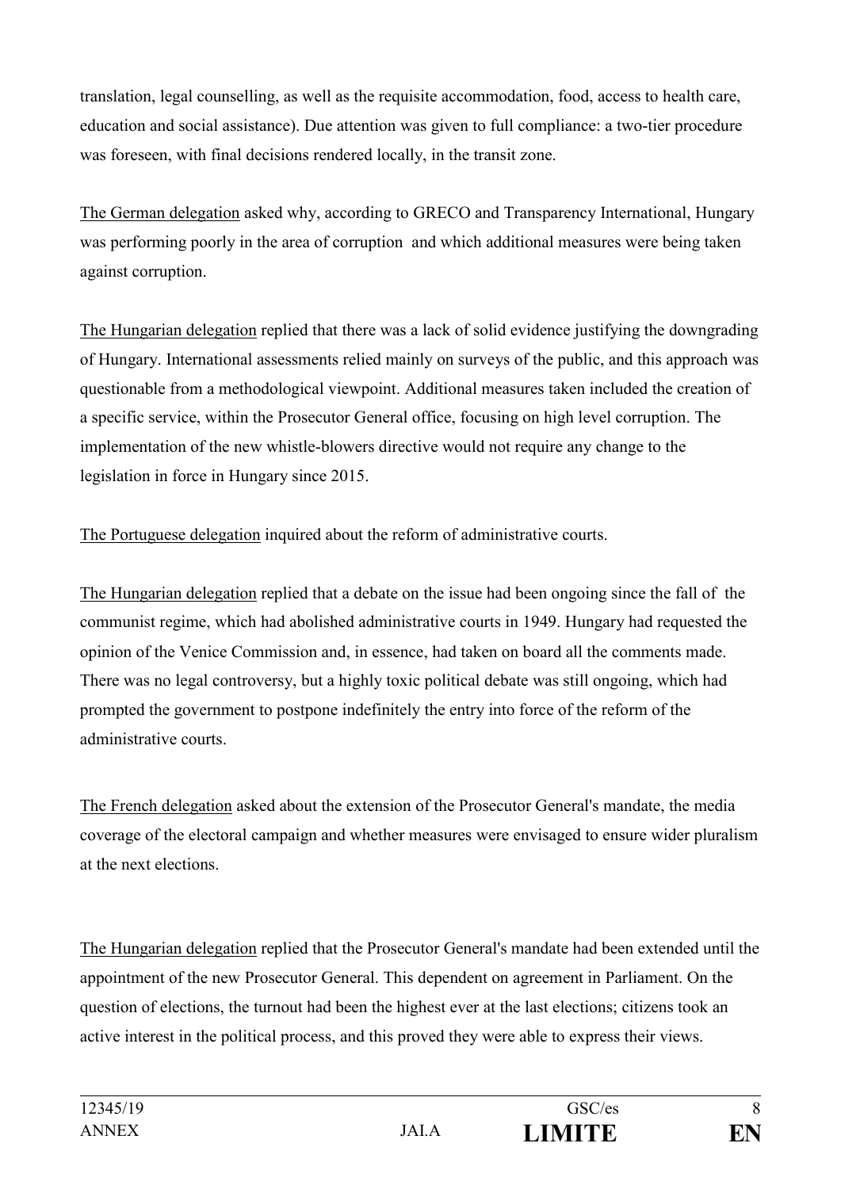translation, legal counselling, as well as the requisite accommodation, food, access to health care, education and social assistance). Due attention was given to full compliance: a two-tier procedure was foreseen, with final decisions rendered locally, in the transit zone.

The German delegation asked why, according to GRECO and Transparency International, Hungary was performing poorly in the area of corruption and which additional measures were being taken against corruption.

The Hungarian delegation replied that there was a lack of solid evidence justifying the downgrading of Hungary. International assessments relied mainly on surveys of the public, and this approach was questionable from a methodological viewpoint. Additional measures taken included the creation of a specific service, within the Prosecutor General office, focusing on high level corruption. The implementation of the new whistle-blowers directive would not require any change to the legislation in force in Hungary since 2015.

The Portuguese delegation inquired about the reform of administrative courts.

The Hungarian delegation replied that a debate on the issue had been ongoing since the fall of the communist regime, which had abolished administrative courts in 1949. Hungary had requested the opinion of the Venice Commission and, in essence, had taken on board all the comments made. There was no legal controversy, but a highly toxic political debate was still ongoing, which had prompted the government to postpone indefinitely the entry into force of the reform of the administrative courts.

The French delegation asked about the extension of the Prosecutor General's mandate, the media coverage of the electoral campaign and whether measures were envisaged to ensure wider pluralism at the next elections.

The Hungarian delegation replied that the Prosecutor General's mandate had been extended until the appointment of the new Prosecutor General. This dependent on agreement in Parliament. On the question of elections, the turnout had been the highest ever at the last elections; citizens took an active interest in the political process, and this proved they were able to express their views.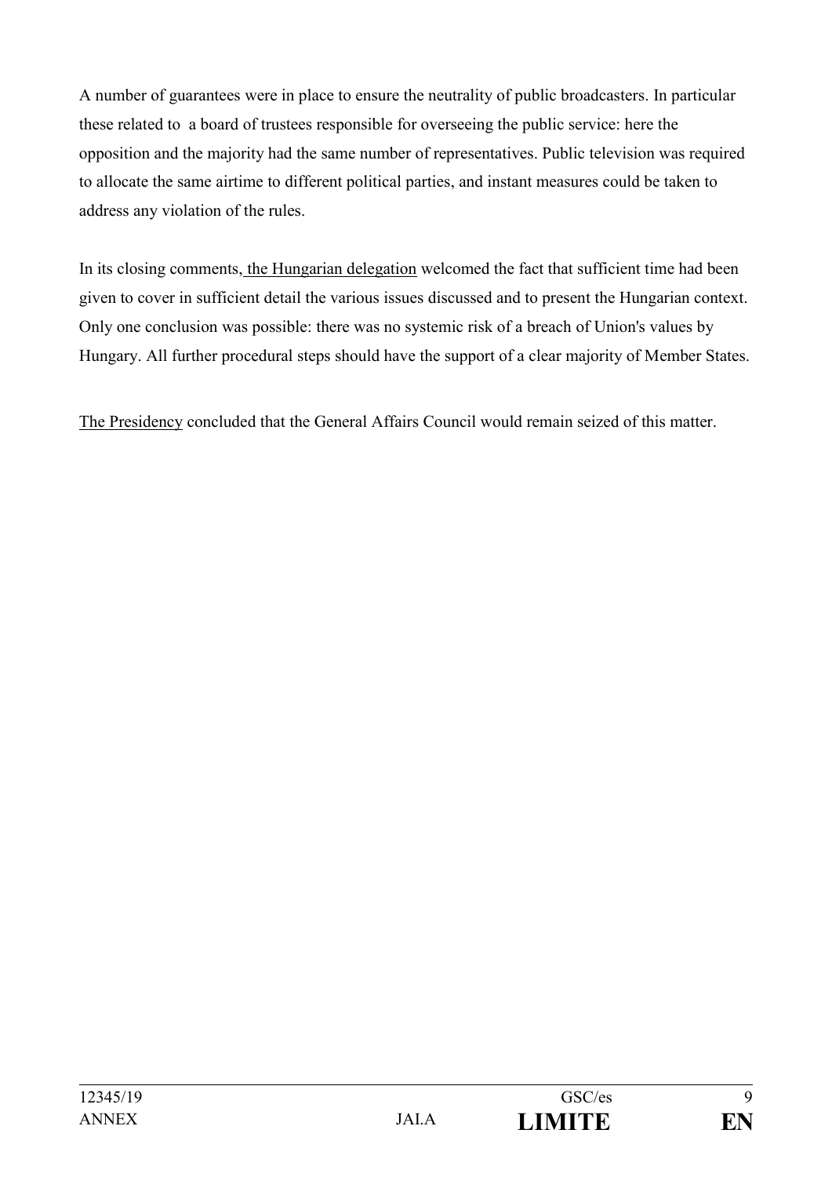A number of guarantees were in place to ensure the neutrality of public broadcasters. In particular these related to a board of trustees responsible for overseeing the public service: here the opposition and the majority had the same number of representatives. Public television was required to allocate the same airtime to different political parties, and instant measures could be taken to address any violation of the rules.

In its closing comments, the Hungarian delegation welcomed the fact that sufficient time had been given to cover in sufficient detail the various issues discussed and to present the Hungarian context. Only one conclusion was possible: there was no systemic risk of a breach of Union's values by Hungary. All further procedural steps should have the support of a clear majority of Member States.

The Presidency concluded that the General Affairs Council would remain seized of this matter.